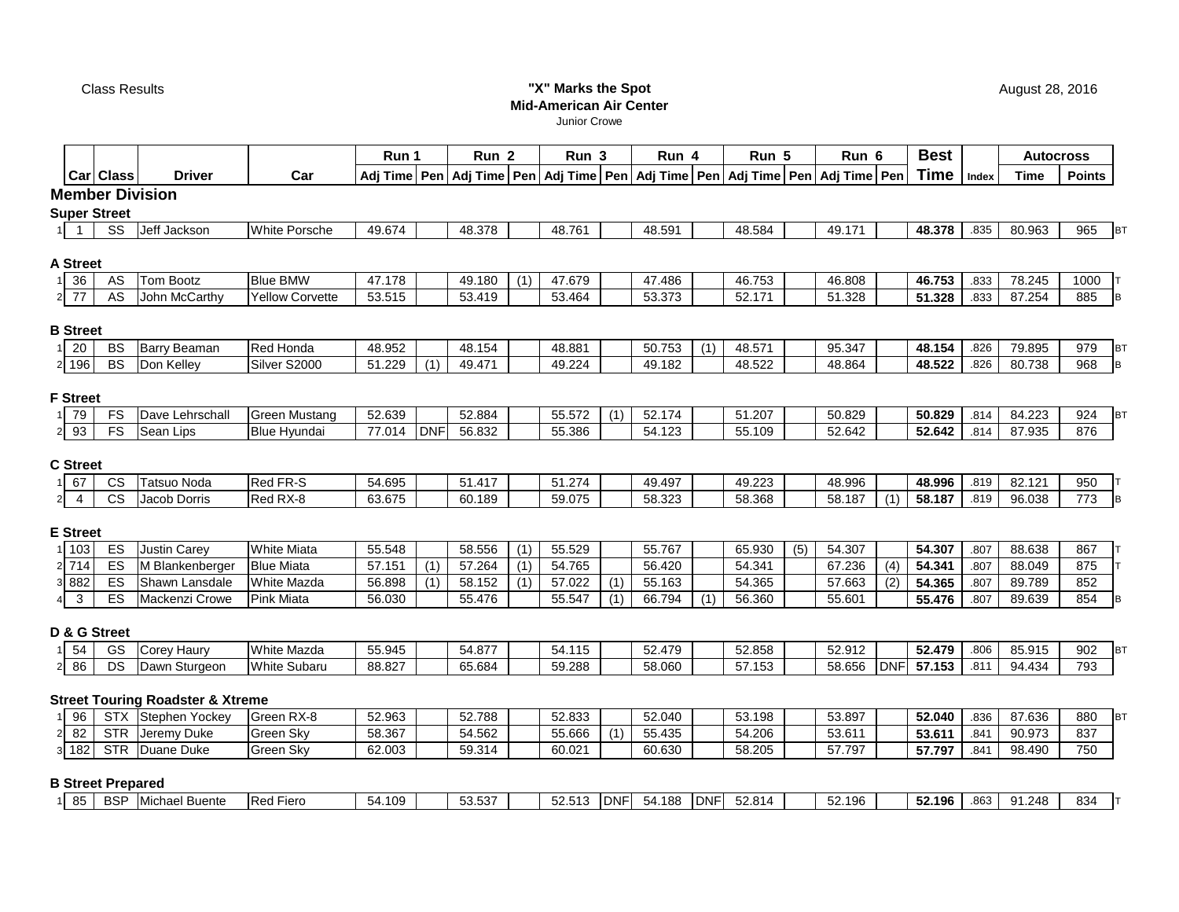Class Results

# "X" Marks the Spot

## Mid-American Air Center

Junior Crowe

August 28, 2016

| | Car | Class | Driver | Car | Run 1 Adj Time | Pen | Run 2 Adj Time | Pen | Run 3 Adj Time | Pen | Run 4 Adj Time | Pen | Run 5 Adj Time | Pen | Run 6 Adj Time | Pen | Best Time | Index | Autocross Time | Points | |
|---|---|---|---|---|---|---|---|---|---|---|---|---|---|---|---|---|---|---|---|---|---|
| **Member Division** | | | | | | | | | | | | | | | | | | | | | |
| **Super Street** | | | | | | | | | | | | | | | | | | | | | |
| 1 | 1 | SS | Jeff Jackson | White Porsche | 49.674 | | 48.378 | | 48.761 | | 48.591 | | 48.584 | | 49.171 | | **48.378** | .835 | 80.963 | 965 | BT |
| **A Street** | | | | | | | | | | | | | | | | | | | | | |
| 1 | 36 | AS | Tom Bootz | Blue BMW | 47.178 | | 49.180 | (1) | 47.679 | | 47.486 | | 46.753 | | 46.808 | | **46.753** | .833 | 78.245 | 1000 | T |
| 2 | 77 | AS | John McCarthy | Yellow Corvette | 53.515 | | 53.419 | | 53.464 | | 53.373 | | 52.171 | | 51.328 | | **51.328** | .833 | 87.254 | 885 | B |
| **B Street** | | | | | | | | | | | | | | | | | | | | | |
| 1 | 20 | BS | Barry Beaman | Red Honda | 48.952 | | 48.154 | | 48.881 | | 50.753 | (1) | 48.571 | | 95.347 | | **48.154** | .826 | 79.895 | 979 | BT |
| 2 | 196 | BS | Don Kelley | Silver S2000 | 51.229 | (1) | 49.471 | | 49.224 | | 49.182 | | 48.522 | | 48.864 | | **48.522** | .826 | 80.738 | 968 | B |
| **F Street** | | | | | | | | | | | | | | | | | | | | | |
| 1 | 79 | FS | Dave Lehrschall | Green Mustang | 52.639 | | 52.884 | | 55.572 | (1) | 52.174 | | 51.207 | | 50.829 | | **50.829** | .814 | 84.223 | 924 | BT |
| 2 | 93 | FS | Sean Lips | Blue Hyundai | 77.014 | DNF | 56.832 | | 55.386 | | 54.123 | | 55.109 | | 52.642 | | **52.642** | .814 | 87.935 | 876 | |
| **C Street** | | | | | | | | | | | | | | | | | | | | | |
| 1 | 67 | CS | Tatsuo Noda | Red FR-S | 54.695 | | 51.417 | | 51.274 | | 49.497 | | 49.223 | | 48.996 | | **48.996** | .819 | 82.121 | 950 | T |
| 2 | 4 | CS | Jacob Dorris | Red RX-8 | 63.675 | | 60.189 | | 59.075 | | 58.323 | | 58.368 | | 58.187 | (1) | **58.187** | .819 | 96.038 | 773 | B |
| **E Street** | | | | | | | | | | | | | | | | | | | | | |
| 1 | 103 | ES | Justin Carey | White Miata | 55.548 | | 58.556 | (1) | 55.529 | | 55.767 | | 65.930 | (5) | 54.307 | | **54.307** | .807 | 88.638 | 867 | T |
| 2 | 714 | ES | M Blankenberger | Blue Miata | 57.151 | (1) | 57.264 | (1) | 54.765 | | 56.420 | | 54.341 | | 67.236 | (4) | **54.341** | .807 | 88.049 | 875 | T |
| 3 | 882 | ES | Shawn Lansdale | White Mazda | 56.898 | (1) | 58.152 | (1) | 57.022 | (1) | 55.163 | | 54.365 | | 57.663 | (2) | **54.365** | .807 | 89.789 | 852 | |
| 4 | 3 | ES | Mackenzi Crowe | Pink Miata | 56.030 | | 55.476 | | 55.547 | (1) | 66.794 | (1) | 56.360 | | 55.601 | | **55.476** | .807 | 89.639 | 854 | B |
| **D & G Street** | | | | | | | | | | | | | | | | | | | | | |
| 1 | 54 | GS | Corey Haury | White Mazda | 55.945 | | 54.877 | | 54.115 | | 52.479 | | 52.858 | | 52.912 | | **52.479** | .806 | 85.915 | 902 | BT |
| 2 | 86 | DS | Dawn Sturgeon | White Subaru | 88.827 | | 65.684 | | 59.288 | | 58.060 | | 57.153 | | 58.656 | DNF | **57.153** | .811 | 94.434 | 793 | |
| **Street Touring Roadster & Xtreme** | | | | | | | | | | | | | | | | | | | | | |
| 1 | 96 | STX | Stephen Yockey | Green RX-8 | 52.963 | | 52.788 | | 52.833 | | 52.040 | | 53.198 | | 53.897 | | **52.040** | .836 | 87.636 | 880 | BT |
| 2 | 82 | STR | Jeremy Duke | Green Sky | 58.367 | | 54.562 | | 55.666 | (1) | 55.435 | | 54.206 | | 53.611 | | **53.611** | .841 | 90.973 | 837 | |
| 3 | 182 | STR | Duane Duke | Green Sky | 62.003 | | 59.314 | | 60.021 | | 60.630 | | 58.205 | | 57.797 | | **57.797** | .841 | 98.490 | 750 | |
| **B Street Prepared** | | | | | | | | | | | | | | | | | | | | | |
| 1 | 85 | BSP | Michael Buente | Red Fiero | 54.109 | | 53.537 | | 52.513 | DNF | 54.188 | DNF | 52.814 | | 52.196 | | **52.196** | .863 | 91.248 | 834 | T |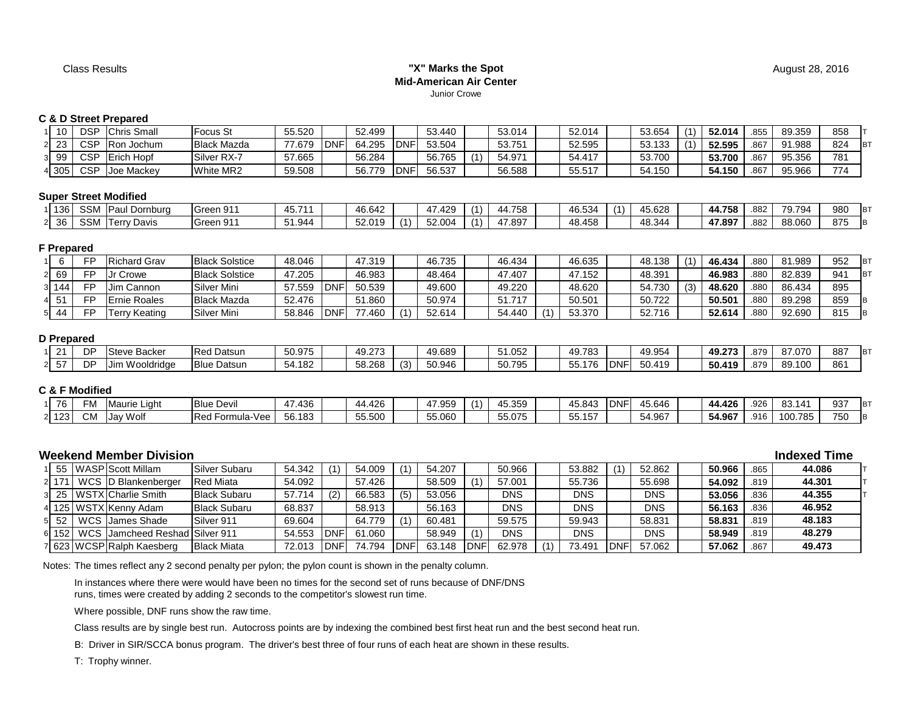Class Results

**"X" Marks the Spot**
**Mid-American Air Center**
Junior Crowe

August 28, 2016

### C & D Street Prepared

| | | | | | | | | | | | | | | | | | | | | |
|---|---|---|---|---|---|---|---|---|---|---|---|---|---|---|---|---|---|---|---|---|
| 1 | 10 | DSP | Chris Small | Focus St | 55.520 | | 52.499 | | 53.440 | | 53.014 | | 52.014 | | 53.654 | (1) | **52.014** | .855 | 89.359 | 858 | T |
| 2 | 23 | CSP | Ron Jochum | Black Mazda | 77.679 | DNF | 64.295 | DNF | 53.504 | | 53.751 | | 52.595 | | 53.133 | (1) | **52.595** | .867 | 91.988 | 824 | BT |
| 3 | 99 | CSP | Erich Hopf | Silver RX-7 | 57.665 | | 56.284 | | 56.765 | (1) | 54.971 | | 54.417 | | 53.700 | | **53.700** | .867 | 95.356 | 781 | |
| 4 | 305 | CSP | Joe Mackey | White MR2 | 59.508 | | 56.779 | DNF | 56.537 | | 56.588 | | 55.517 | | 54.150 | | **54.150** | .867 | 95.966 | 774 | |

### Super Street Modified

| | | | | | | | | | | | | | | | | | | | | | |
|---|---|---|---|---|---|---|---|---|---|---|---|---|---|---|---|---|---|---|---|---|---|
| 1 | 136 | SSM | Paul Dornburg | Green 911 | 45.711 | | 46.642 | | 47.429 | (1) | 44.758 | | 46.534 | (1) | 45.628 | | **44.758** | .882 | 79.794 | 980 | BT |
| 2 | 36 | SSM | Terry Davis | Green 911 | 51.944 | | 52.019 | (1) | 52.004 | (1) | 47.897 | | 48.458 | | 48.344 | | **47.897** | .882 | 88.060 | 875 | B |

### F Prepared

| | | | | | | | | | | | | | | | | | | | | | |
|---|---|---|---|---|---|---|---|---|---|---|---|---|---|---|---|---|---|---|---|---|---|
| 1 | 6 | FP | Richard Grav | Black Solstice | 48.046 | | 47.319 | | 46.735 | | 46.434 | | 46.635 | | 48.138 | (1) | **46.434** | .880 | 81.989 | 952 | BT |
| 2 | 69 | FP | Jr Crowe | Black Solstice | 47.205 | | 46.983 | | 48.464 | | 47.407 | | 47.152 | | 48.391 | | **46.983** | .880 | 82.839 | 941 | BT |
| 3 | 144 | FP | Jim Cannon | Silver Mini | 57.559 | DNF | 50.539 | | 49.600 | | 49.220 | | 48.620 | | 54.730 | (3) | **48.620** | .880 | 86.434 | 895 | |
| 4 | 51 | FP | Ernie Roales | Black Mazda | 52.476 | | 51.860 | | 50.974 | | 51.717 | | 50.501 | | 50.722 | | **50.501** | .880 | 89.298 | 859 | B |
| 5 | 44 | FP | Terry Keating | Silver Mini | 58.846 | DNF | 77.460 | (1) | 52.614 | | 54.440 | (1) | 53.370 | | 52.716 | | **52.614** | .880 | 92.690 | 815 | B |

### D Prepared

| | | | | | | | | | | | | | | | | | | | | | |
|---|---|---|---|---|---|---|---|---|---|---|---|---|---|---|---|---|---|---|---|---|---|
| 1 | 21 | DP | Steve Backer | Red Datsun | 50.975 | | 49.273 | | 49.689 | | 51.052 | | 49.783 | | 49.954 | | **49.273** | .879 | 87.070 | 887 | BT |
| 2 | 57 | DP | Jim Wooldridge | Blue Datsun | 54.182 | | 58.268 | (3) | 50.946 | | 50.795 | | 55.176 | DNF | 50.419 | | **50.419** | .879 | 89.100 | 861 | |

### C & F Modified

| | | | | | | | | | | | | | | | | | | | | | |
|---|---|---|---|---|---|---|---|---|---|---|---|---|---|---|---|---|---|---|---|---|---|
| 1 | 76 | FM | Maurie Light | Blue Devil | 47.436 | | 44.426 | | 47.959 | (1) | 45.359 | | 45.843 | DNF | 45.646 | | **44.426** | .926 | 83.141 | 937 | BT |
| 2 | 123 | CM | Jay Wolf | Red Formula-Vee | 56.183 | | 55.500 | | 55.060 | | 55.075 | | 55.157 | | 54.967 | | **54.967** | .916 | 100.785 | 750 | B |

### Weekend Member Division

| | | | | | | | | | | | | | | | | | | | Indexed Time | |
|---|---|---|---|---|---|---|---|---|---|---|---|---|---|---|---|---|---|---|---|---|
| 1 | 55 | WASP | Scott Millam | Silver Subaru | 54.342 | (1) | 54.009 | (1) | 54.207 | | 50.966 | | 53.882 | (1) | 52.862 | | **50.966** | .865 | **44.086** | T |
| 2 | 171 | WCS | D Blankenberger | Red Miata | 54.092 | | 57.426 | | 58.509 | (1) | 57.001 | | 55.736 | | 55.698 | | **54.092** | .819 | **44.301** | T |
| 3 | 25 | WSTX | Charlie Smith | Black Subaru | 57.714 | (2) | 66.583 | (5) | 53.056 | | DNS | | DNS | | DNS | | **53.056** | .836 | **44.355** | T |
| 4 | 125 | WSTX | Kenny Adam | Black Subaru | 68.837 | | 58.913 | | 56.163 | | DNS | | DNS | | DNS | | **56.163** | .836 | **46.952** | |
| 5 | 52 | WCS | James Shade | Silver 911 | 69.604 | | 64.779 | (1) | 60.481 | | 59.575 | | 59.943 | | 58.831 | | **58.831** | .819 | **48.183** | |
| 6 | 152 | WCS | Jamcheed Reshad | Silver 911 | 54.553 | DNF | 61.060 | | 58.949 | (1) | DNS | | DNS | | DNS | | **58.949** | .819 | **48.279** | |
| 7 | 623 | WCSP | Ralph Kaesberg | Black Miata | 72.013 | DNF | 74.794 | DNF | 63.148 | DNF | 62.978 | (1) | 73.491 | DNF | 57.062 | | **57.062** | .867 | **49.473** | |

Notes: The times reflect any 2 second penalty per pylon; the pylon count is shown in the penalty column.

In instances where there were would have been no times for the second set of runs because of DNF/DNS runs, times were created by adding 2 seconds to the competitor's slowest run time.

Where possible, DNF runs show the raw time.

Class results are by single best run. Autocross points are by indexing the combined best first heat run and the best second heat run.

B: Driver in SIR/SCCA bonus program. The driver's best three of four runs of each heat are shown in these results.

T: Trophy winner.